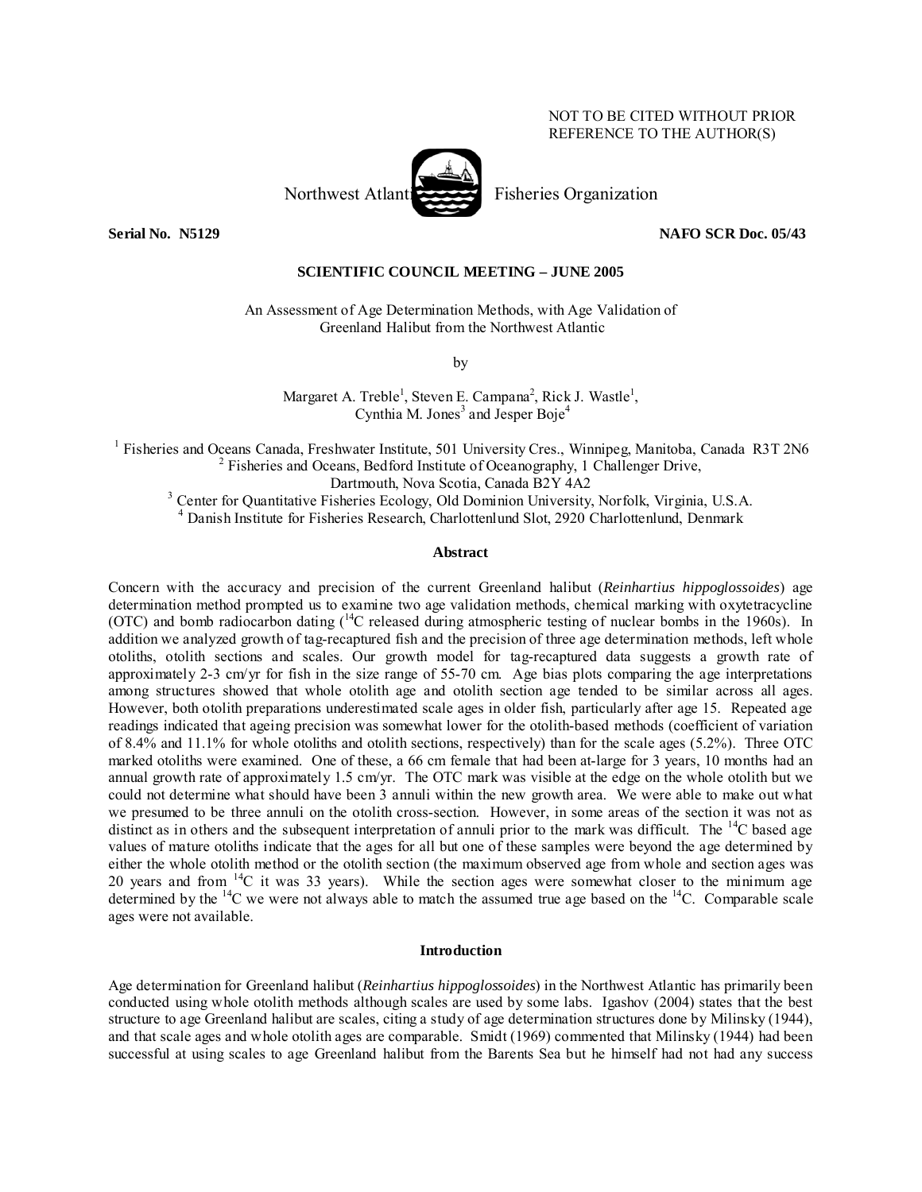NOT TO BE CITED WITHOUT PRIOR REFERENCE TO THE AUTHOR(S)

Northwest Atlantic Fisheries Organization

**Serial No. N5129** **NAFO SCR Doc. 05/43**

**SCIENTIFIC COUNCIL MEETING – JUNE 2005**

An Assessment of Age Determination Methods, with Age Validation of Greenland Halibut from the Northwest Atlantic

by

Margaret A. Treble[1], Steven E. Campana[2], Rick J. Wastle[1], Cynthia M. Jones[3] and Jesper Boje[4]

[1] Fisheries and Oceans Canada, Freshwater Institute, 501 University Cres., Winnipeg, Manitoba, Canada R3T 2N6
[2] Fisheries and Oceans, Bedford Institute of Oceanography, 1 Challenger Drive, Dartmouth, Nova Scotia, Canada B2Y 4A2
[3] Center for Quantitative Fisheries Ecology, Old Dominion University, Norfolk, Virginia, U.S.A.
[4] Danish Institute for Fisheries Research, Charlottenlund Slot, 2920 Charlottenlund, Denmark

## Abstract

Concern with the accuracy and precision of the current Greenland halibut (*Reinhartius hippoglossoides*) age determination method prompted us to examine two age validation methods, chemical marking with oxytetracycline (OTC) and bomb radiocarbon dating ($^{14}C$ released during atmospheric testing of nuclear bombs in the 1960s). In addition we analyzed growth of tag-recaptured fish and the precision of three age determination methods, left whole otoliths, otolith sections and scales. Our growth model for tag-recaptured data suggests a growth rate of approximately 2-3 cm/yr for fish in the size range of 55-70 cm. Age bias plots comparing the age interpretations among structures showed that whole otolith age and otolith section age tended to be similar across all ages. However, both otolith preparations underestimated scale ages in older fish, particularly after age 15. Repeated age readings indicated that ageing precision was somewhat lower for the otolith-based methods (coefficient of variation of 8.4% and 11.1% for whole otoliths and otolith sections, respectively) than for the scale ages (5.2%). Three OTC marked otoliths were examined. One of these, a 66 cm female that had been at-large for 3 years, 10 months had an annual growth rate of approximately 1.5 cm/yr. The OTC mark was visible at the edge on the whole otolith but we could not determine what should have been 3 annuli within the new growth area. We were able to make out what we presumed to be three annuli on the otolith cross-section. However, in some areas of the section it was not as distinct as in others and the subsequent interpretation of annuli prior to the mark was difficult. The $^{14}C$ based age values of mature otoliths indicate that the ages for all but one of these samples were beyond the age determined by either the whole otolith method or the otolith section (the maximum observed age from whole and section ages was 20 years and from $^{14}C$ it was 33 years). While the section ages were somewhat closer to the minimum age determined by the $^{14}C$ we were not always able to match the assumed true age based on the $^{14}C$. Comparable scale ages were not available.

## Introduction

Age determination for Greenland halibut (*Reinhartius hippoglossoides*) in the Northwest Atlantic has primarily been conducted using whole otolith methods although scales are used by some labs. Igashov (2004) states that the best structure to age Greenland halibut are scales, citing a study of age determination structures done by Milinsky (1944), and that scale ages and whole otolith ages are comparable. Smidt (1969) commented that Milinsky (1944) had been successful at using scales to age Greenland halibut from the Barents Sea but he himself had not had any success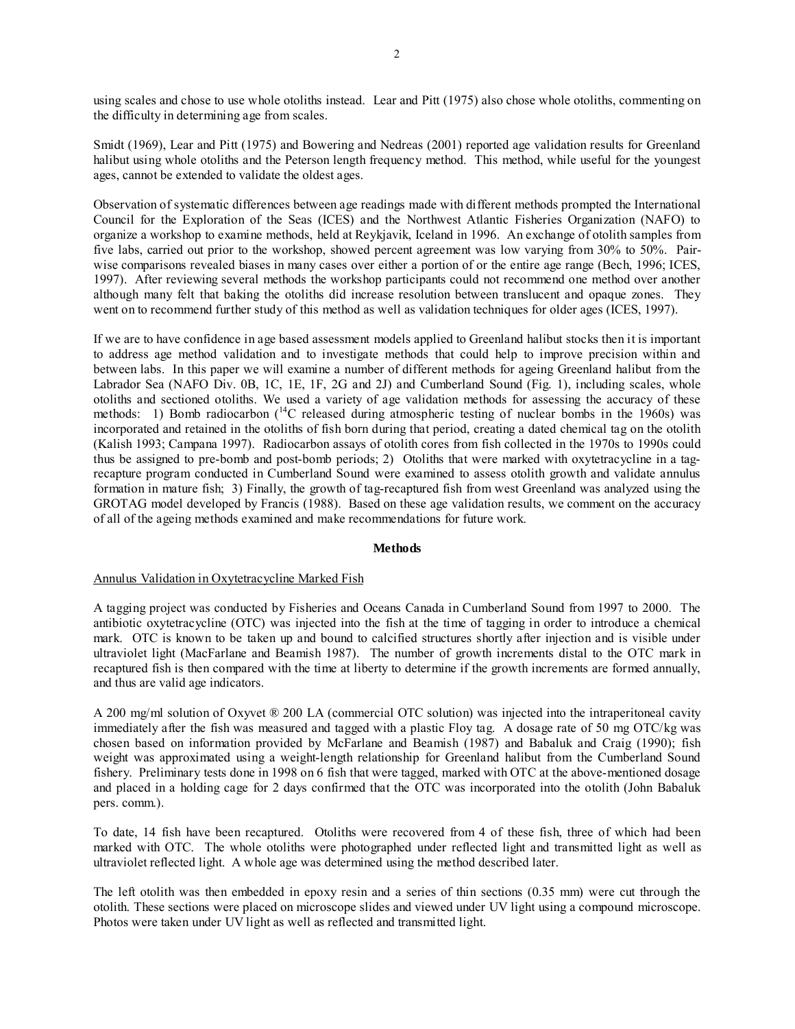using scales and chose to use whole otoliths instead. Lear and Pitt (1975) also chose whole otoliths, commenting on the difficulty in determining age from scales.

Smidt (1969), Lear and Pitt (1975) and Bowering and Nedreas (2001) reported age validation results for Greenland halibut using whole otoliths and the Peterson length frequency method. This method, while useful for the youngest ages, cannot be extended to validate the oldest ages.

Observation of systematic differences between age readings made with different methods prompted the International Council for the Exploration of the Seas (ICES) and the Northwest Atlantic Fisheries Organization (NAFO) to organize a workshop to examine methods, held at Reykjavik, Iceland in 1996. An exchange of otolith samples from five labs, carried out prior to the workshop, showed percent agreement was low varying from 30% to 50%. Pair-wise comparisons revealed biases in many cases over either a portion of or the entire age range (Bech, 1996; ICES, 1997). After reviewing several methods the workshop participants could not recommend one method over another although many felt that baking the otoliths did increase resolution between translucent and opaque zones. They went on to recommend further study of this method as well as validation techniques for older ages (ICES, 1997).

If we are to have confidence in age based assessment models applied to Greenland halibut stocks then it is important to address age method validation and to investigate methods that could help to improve precision within and between labs. In this paper we will examine a number of different methods for ageing Greenland halibut from the Labrador Sea (NAFO Div. 0B, 1C, 1E, 1F, 2G and 2J) and Cumberland Sound (Fig. 1), including scales, whole otoliths and sectioned otoliths. We used a variety of age validation methods for assessing the accuracy of these methods: 1) Bomb radiocarbon ($^{14}C$ released during atmospheric testing of nuclear bombs in the 1960s) was incorporated and retained in the otoliths of fish born during that period, creating a dated chemical tag on the otolith (Kalish 1993; Campana 1997). Radiocarbon assays of otolith cores from fish collected in the 1970s to 1990s could thus be assigned to pre-bomb and post-bomb periods; 2) Otoliths that were marked with oxytetracycline in a tag-recapture program conducted in Cumberland Sound were examined to assess otolith growth and validate annulus formation in mature fish; 3) Finally, the growth of tag-recaptured fish from west Greenland was analyzed using the GROTAG model developed by Francis (1988). Based on these age validation results, we comment on the accuracy of all of the ageing methods examined and make recommendations for future work.

## Methods

### Annulus Validation in Oxytetracycline Marked Fish

A tagging project was conducted by Fisheries and Oceans Canada in Cumberland Sound from 1997 to 2000. The antibiotic oxytetracycline (OTC) was injected into the fish at the time of tagging in order to introduce a chemical mark. OTC is known to be taken up and bound to calcified structures shortly after injection and is visible under ultraviolet light (MacFarlane and Beamish 1987). The number of growth increments distal to the OTC mark in recaptured fish is then compared with the time at liberty to determine if the growth increments are formed annually, and thus are valid age indicators.

A 200 mg/ml solution of Oxyvet ® 200 LA (commercial OTC solution) was injected into the intraperitoneal cavity immediately after the fish was measured and tagged with a plastic Floy tag. A dosage rate of 50 mg OTC/kg was chosen based on information provided by McFarlane and Beamish (1987) and Babaluk and Craig (1990); fish weight was approximated using a weight-length relationship for Greenland halibut from the Cumberland Sound fishery. Preliminary tests done in 1998 on 6 fish that were tagged, marked with OTC at the above-mentioned dosage and placed in a holding cage for 2 days confirmed that the OTC was incorporated into the otolith (John Babaluk pers. comm.).

To date, 14 fish have been recaptured. Otoliths were recovered from 4 of these fish, three of which had been marked with OTC. The whole otoliths were photographed under reflected light and transmitted light as well as ultraviolet reflected light. A whole age was determined using the method described later.

The left otolith was then embedded in epoxy resin and a series of thin sections (0.35 mm) were cut through the otolith. These sections were placed on microscope slides and viewed under UV light using a compound microscope. Photos were taken under UV light as well as reflected and transmitted light.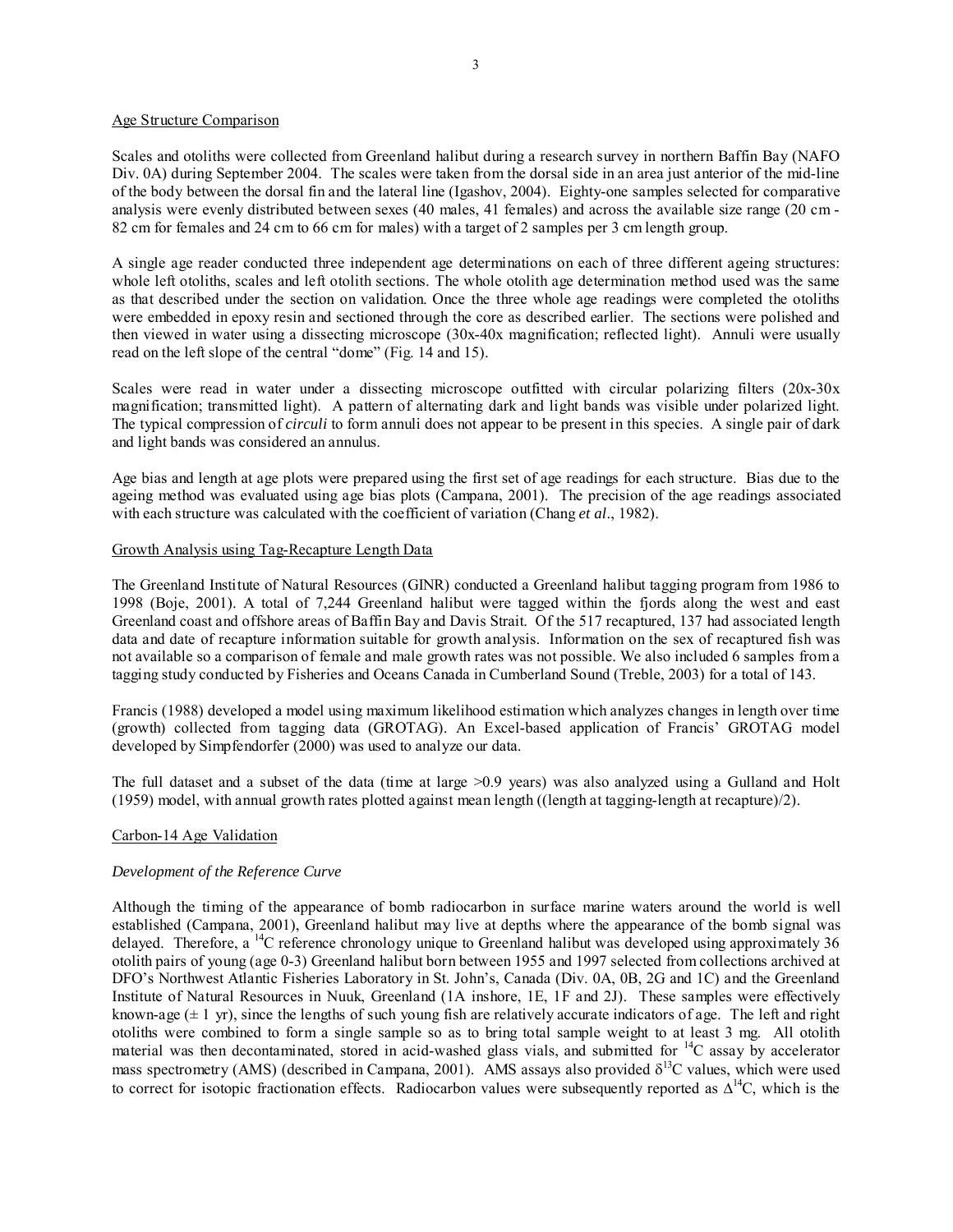## Age Structure Comparison

Scales and otoliths were collected from Greenland halibut during a research survey in northern Baffin Bay (NAFO Div. 0A) during September 2004. The scales were taken from the dorsal side in an area just anterior of the mid-line of the body between the dorsal fin and the lateral line (Igashov, 2004). Eighty-one samples selected for comparative analysis were evenly distributed between sexes (40 males, 41 females) and across the available size range (20 cm - 82 cm for females and 24 cm to 66 cm for males) with a target of 2 samples per 3 cm length group.

A single age reader conducted three independent age determinations on each of three different ageing structures: whole left otoliths, scales and left otolith sections. The whole otolith age determination method used was the same as that described under the section on validation. Once the three whole age readings were completed the otoliths were embedded in epoxy resin and sectioned through the core as described earlier. The sections were polished and then viewed in water using a dissecting microscope (30x-40x magnification; reflected light). Annuli were usually read on the left slope of the central "dome" (Fig. 14 and 15).

Scales were read in water under a dissecting microscope outfitted with circular polarizing filters (20x-30x magnification; transmitted light). A pattern of alternating dark and light bands was visible under polarized light. The typical compression of *circuli* to form annuli does not appear to be present in this species. A single pair of dark and light bands was considered an annulus.

Age bias and length at age plots were prepared using the first set of age readings for each structure. Bias due to the ageing method was evaluated using age bias plots (Campana, 2001). The precision of the age readings associated with each structure was calculated with the coefficient of variation (Chang *et al*., 1982).

## Growth Analysis using Tag-Recapture Length Data

The Greenland Institute of Natural Resources (GINR) conducted a Greenland halibut tagging program from 1986 to 1998 (Boje, 2001). A total of 7,244 Greenland halibut were tagged within the fjords along the west and east Greenland coast and offshore areas of Baffin Bay and Davis Strait. Of the 517 recaptured, 137 had associated length data and date of recapture information suitable for growth analysis. Information on the sex of recaptured fish was not available so a comparison of female and male growth rates was not possible. We also included 6 samples from a tagging study conducted by Fisheries and Oceans Canada in Cumberland Sound (Treble, 2003) for a total of 143.

Francis (1988) developed a model using maximum likelihood estimation which analyzes changes in length over time (growth) collected from tagging data (GROTAG). An Excel-based application of Francis' GROTAG model developed by Simpfendorfer (2000) was used to analyze our data.

The full dataset and a subset of the data (time at large >0.9 years) was also analyzed using a Gulland and Holt (1959) model, with annual growth rates plotted against mean length ((length at tagging-length at recapture)/2).

## Carbon-14 Age Validation

### *Development of the Reference Curve*

Although the timing of the appearance of bomb radiocarbon in surface marine waters around the world is well established (Campana, 2001), Greenland halibut may live at depths where the appearance of the bomb signal was delayed. Therefore, a $^{14}C$ reference chronology unique to Greenland halibut was developed using approximately 36 otolith pairs of young (age 0-3) Greenland halibut born between 1955 and 1997 selected from collections archived at DFO's Northwest Atlantic Fisheries Laboratory in St. John's, Canada (Div. 0A, 0B, 2G and 1C) and the Greenland Institute of Natural Resources in Nuuk, Greenland (1A inshore, 1E, 1F and 2J). These samples were effectively known-age (± 1 yr), since the lengths of such young fish are relatively accurate indicators of age. The left and right otoliths were combined to form a single sample so as to bring total sample weight to at least 3 mg. All otolith material was then decontaminated, stored in acid-washed glass vials, and submitted for $^{14}C$ assay by accelerator mass spectrometry (AMS) (described in Campana, 2001). AMS assays also provided $\delta^{13}C$ values, which were used to correct for isotopic fractionation effects. Radiocarbon values were subsequently reported as $\Delta^{14}C$, which is the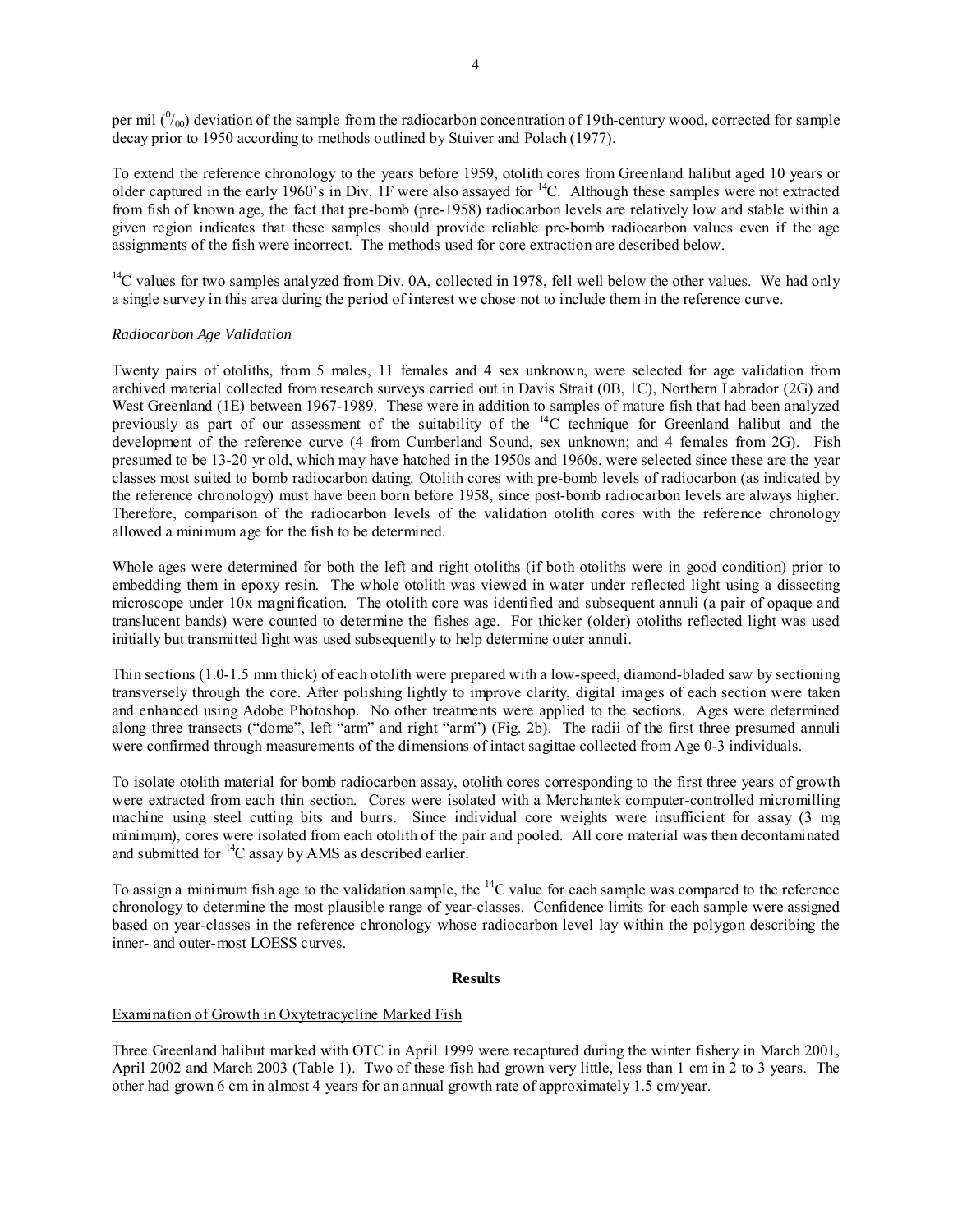per mil ($^{0}/_{00}$) deviation of the sample from the radiocarbon concentration of 19th-century wood, corrected for sample decay prior to 1950 according to methods outlined by Stuiver and Polach (1977).

To extend the reference chronology to the years before 1959, otolith cores from Greenland halibut aged 10 years or older captured in the early 1960's in Div. 1F were also assayed for $^{14}C$. Although these samples were not extracted from fish of known age, the fact that pre-bomb (pre-1958) radiocarbon levels are relatively low and stable within a given region indicates that these samples should provide reliable pre-bomb radiocarbon values even if the age assignments of the fish were incorrect. The methods used for core extraction are described below.

$^{14}C$ values for two samples analyzed from Div. 0A, collected in 1978, fell well below the other values. We had only a single survey in this area during the period of interest we chose not to include them in the reference curve.

*Radiocarbon Age Validation*

Twenty pairs of otoliths, from 5 males, 11 females and 4 sex unknown, were selected for age validation from archived material collected from research surveys carried out in Davis Strait (0B, 1C), Northern Labrador (2G) and West Greenland (1E) between 1967-1989. These were in addition to samples of mature fish that had been analyzed previously as part of our assessment of the suitability of the $^{14}C$ technique for Greenland halibut and the development of the reference curve (4 from Cumberland Sound, sex unknown; and 4 females from 2G). Fish presumed to be 13-20 yr old, which may have hatched in the 1950s and 1960s, were selected since these are the year classes most suited to bomb radiocarbon dating. Otolith cores with pre-bomb levels of radiocarbon (as indicated by the reference chronology) must have been born before 1958, since post-bomb radiocarbon levels are always higher. Therefore, comparison of the radiocarbon levels of the validation otolith cores with the reference chronology allowed a minimum age for the fish to be determined.

Whole ages were determined for both the left and right otoliths (if both otoliths were in good condition) prior to embedding them in epoxy resin. The whole otolith was viewed in water under reflected light using a dissecting microscope under 10x magnification. The otolith core was identified and subsequent annuli (a pair of opaque and translucent bands) were counted to determine the fishes age. For thicker (older) otoliths reflected light was used initially but transmitted light was used subsequently to help determine outer annuli.

Thin sections (1.0-1.5 mm thick) of each otolith were prepared with a low-speed, diamond-bladed saw by sectioning transversely through the core. After polishing lightly to improve clarity, digital images of each section were taken and enhanced using Adobe Photoshop. No other treatments were applied to the sections. Ages were determined along three transects ("dome", left "arm" and right "arm") (Fig. 2b). The radii of the first three presumed annuli were confirmed through measurements of the dimensions of intact sagittae collected from Age 0-3 individuals.

To isolate otolith material for bomb radiocarbon assay, otolith cores corresponding to the first three years of growth were extracted from each thin section. Cores were isolated with a Merchantek computer-controlled micromilling machine using steel cutting bits and burrs. Since individual core weights were insufficient for assay (3 mg minimum), cores were isolated from each otolith of the pair and pooled. All core material was then decontaminated and submitted for $^{14}C$ assay by AMS as described earlier.

To assign a minimum fish age to the validation sample, the $^{14}C$ value for each sample was compared to the reference chronology to determine the most plausible range of year-classes. Confidence limits for each sample were assigned based on year-classes in the reference chronology whose radiocarbon level lay within the polygon describing the inner- and outer-most LOESS curves.

## Results

Examination of Growth in Oxytetracycline Marked Fish

Three Greenland halibut marked with OTC in April 1999 were recaptured during the winter fishery in March 2001, April 2002 and March 2003 (Table 1). Two of these fish had grown very little, less than 1 cm in 2 to 3 years. The other had grown 6 cm in almost 4 years for an annual growth rate of approximately 1.5 cm/year.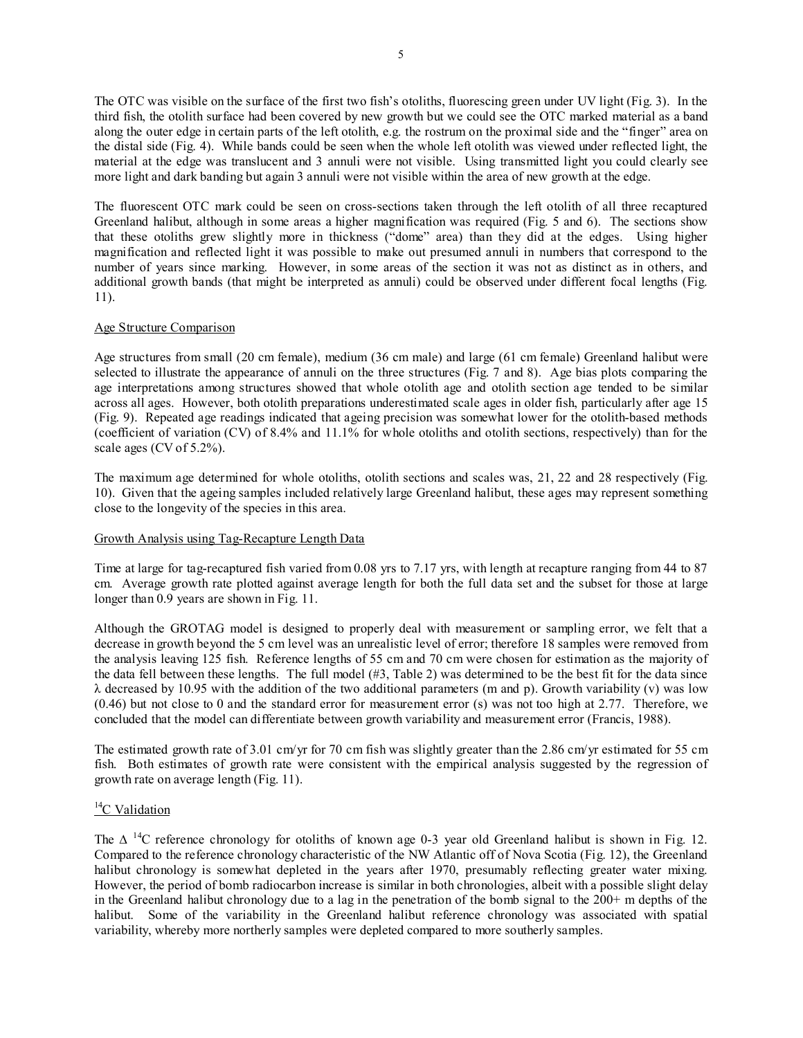The OTC was visible on the surface of the first two fish's otoliths, fluorescing green under UV light (Fig. 3). In the third fish, the otolith surface had been covered by new growth but we could see the OTC marked material as a band along the outer edge in certain parts of the left otolith, e.g. the rostrum on the proximal side and the "finger" area on the distal side (Fig. 4). While bands could be seen when the whole left otolith was viewed under reflected light, the material at the edge was translucent and 3 annuli were not visible. Using transmitted light you could clearly see more light and dark banding but again 3 annuli were not visible within the area of new growth at the edge.

The fluorescent OTC mark could be seen on cross-sections taken through the left otolith of all three recaptured Greenland halibut, although in some areas a higher magnification was required (Fig. 5 and 6). The sections show that these otoliths grew slightly more in thickness ("dome" area) than they did at the edges. Using higher magnification and reflected light it was possible to make out presumed annuli in numbers that correspond to the number of years since marking. However, in some areas of the section it was not as distinct as in others, and additional growth bands (that might be interpreted as annuli) could be observed under different focal lengths (Fig. 11).

## Age Structure Comparison

Age structures from small (20 cm female), medium (36 cm male) and large (61 cm female) Greenland halibut were selected to illustrate the appearance of annuli on the three structures (Fig. 7 and 8). Age bias plots comparing the age interpretations among structures showed that whole otolith age and otolith section age tended to be similar across all ages. However, both otolith preparations underestimated scale ages in older fish, particularly after age 15 (Fig. 9). Repeated age readings indicated that ageing precision was somewhat lower for the otolith-based methods (coefficient of variation (CV) of 8.4% and 11.1% for whole otoliths and otolith sections, respectively) than for the scale ages (CV of 5.2%).

The maximum age determined for whole otoliths, otolith sections and scales was, 21, 22 and 28 respectively (Fig. 10). Given that the ageing samples included relatively large Greenland halibut, these ages may represent something close to the longevity of the species in this area.

## Growth Analysis using Tag-Recapture Length Data

Time at large for tag-recaptured fish varied from 0.08 yrs to 7.17 yrs, with length at recapture ranging from 44 to 87 cm. Average growth rate plotted against average length for both the full data set and the subset for those at large longer than 0.9 years are shown in Fig. 11.

Although the GROTAG model is designed to properly deal with measurement or sampling error, we felt that a decrease in growth beyond the 5 cm level was an unrealistic level of error; therefore 18 samples were removed from the analysis leaving 125 fish. Reference lengths of 55 cm and 70 cm were chosen for estimation as the majority of the data fell between these lengths. The full model (#3, Table 2) was determined to be the best fit for the data since $\lambda$ decreased by 10.95 with the addition of the two additional parameters (m and p). Growth variability (v) was low (0.46) but not close to 0 and the standard error for measurement error (s) was not too high at 2.77. Therefore, we concluded that the model can differentiate between growth variability and measurement error (Francis, 1988).

The estimated growth rate of 3.01 cm/yr for 70 cm fish was slightly greater than the 2.86 cm/yr estimated for 55 cm fish. Both estimates of growth rate were consistent with the empirical analysis suggested by the regression of growth rate on average length (Fig. 11).

## $^{14}C$ Validation

The $\Delta\ ^{14}C$ reference chronology for otoliths of known age 0-3 year old Greenland halibut is shown in Fig. 12. Compared to the reference chronology characteristic of the NW Atlantic off of Nova Scotia (Fig. 12), the Greenland halibut chronology is somewhat depleted in the years after 1970, presumably reflecting greater water mixing. However, the period of bomb radiocarbon increase is similar in both chronologies, albeit with a possible slight delay in the Greenland halibut chronology due to a lag in the penetration of the bomb signal to the 200+ m depths of the halibut. Some of the variability in the Greenland halibut reference chronology was associated with spatial variability, whereby more northerly samples were depleted compared to more southerly samples.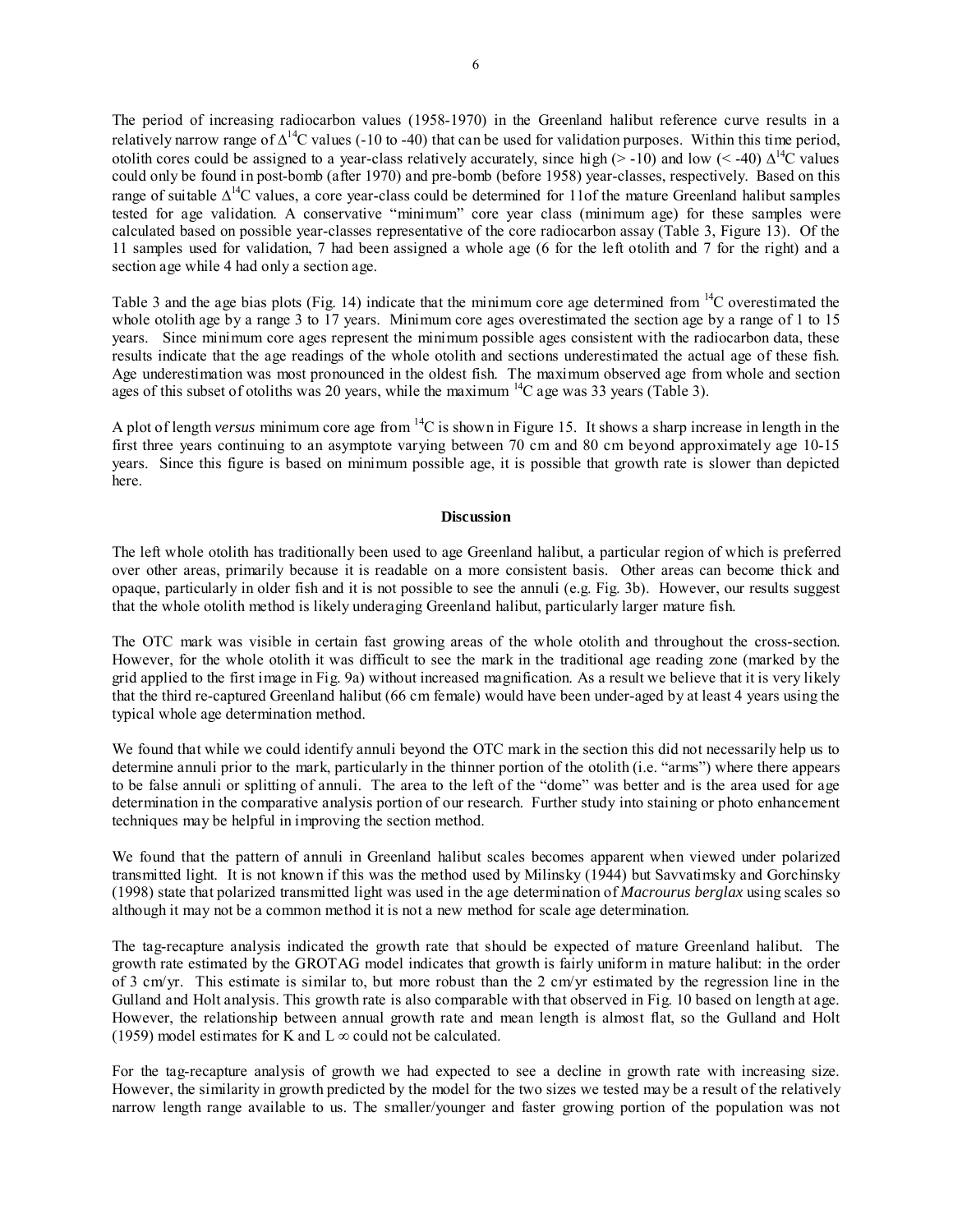The period of increasing radiocarbon values (1958-1970) in the Greenland halibut reference curve results in a relatively narrow range of $\Delta^{14}$C values (-10 to -40) that can be used for validation purposes. Within this time period, otolith cores could be assigned to a year-class relatively accurately, since high (> -10) and low (< -40) $\Delta^{14}$C values could only be found in post-bomb (after 1970) and pre-bomb (before 1958) year-classes, respectively. Based on this range of suitable $\Delta^{14}$C values, a core year-class could be determined for 11of the mature Greenland halibut samples tested for age validation. A conservative "minimum" core year class (minimum age) for these samples were calculated based on possible year-classes representative of the core radiocarbon assay (Table 3, Figure 13). Of the 11 samples used for validation, 7 had been assigned a whole age (6 for the left otolith and 7 for the right) and a section age while 4 had only a section age.

Table 3 and the age bias plots (Fig. 14) indicate that the minimum core age determined from $^{14}$C overestimated the whole otolith age by a range 3 to 17 years. Minimum core ages overestimated the section age by a range of 1 to 15 years. Since minimum core ages represent the minimum possible ages consistent with the radiocarbon data, these results indicate that the age readings of the whole otolith and sections underestimated the actual age of these fish. Age underestimation was most pronounced in the oldest fish. The maximum observed age from whole and section ages of this subset of otoliths was 20 years, while the maximum $^{14}$C age was 33 years (Table 3).

A plot of length *versus* minimum core age from $^{14}$C is shown in Figure 15. It shows a sharp increase in length in the first three years continuing to an asymptote varying between 70 cm and 80 cm beyond approximately age 10-15 years. Since this figure is based on minimum possible age, it is possible that growth rate is slower than depicted here.

## Discussion

The left whole otolith has traditionally been used to age Greenland halibut, a particular region of which is preferred over other areas, primarily because it is readable on a more consistent basis. Other areas can become thick and opaque, particularly in older fish and it is not possible to see the annuli (e.g. Fig. 3b). However, our results suggest that the whole otolith method is likely underaging Greenland halibut, particularly larger mature fish.

The OTC mark was visible in certain fast growing areas of the whole otolith and throughout the cross-section. However, for the whole otolith it was difficult to see the mark in the traditional age reading zone (marked by the grid applied to the first image in Fig. 9a) without increased magnification. As a result we believe that it is very likely that the third re-captured Greenland halibut (66 cm female) would have been under-aged by at least 4 years using the typical whole age determination method.

We found that while we could identify annuli beyond the OTC mark in the section this did not necessarily help us to determine annuli prior to the mark, particularly in the thinner portion of the otolith (i.e. "arms") where there appears to be false annuli or splitting of annuli. The area to the left of the "dome" was better and is the area used for age determination in the comparative analysis portion of our research. Further study into staining or photo enhancement techniques may be helpful in improving the section method.

We found that the pattern of annuli in Greenland halibut scales becomes apparent when viewed under polarized transmitted light. It is not known if this was the method used by Milinsky (1944) but Savvatimsky and Gorchinsky (1998) state that polarized transmitted light was used in the age determination of *Macrourus berglax* using scales so although it may not be a common method it is not a new method for scale age determination.

The tag-recapture analysis indicated the growth rate that should be expected of mature Greenland halibut. The growth rate estimated by the GROTAG model indicates that growth is fairly uniform in mature halibut: in the order of 3 cm/yr. This estimate is similar to, but more robust than the 2 cm/yr estimated by the regression line in the Gulland and Holt analysis. This growth rate is also comparable with that observed in Fig. 10 based on length at age. However, the relationship between annual growth rate and mean length is almost flat, so the Gulland and Holt (1959) model estimates for K and $L_\infty$ could not be calculated.

For the tag-recapture analysis of growth we had expected to see a decline in growth rate with increasing size. However, the similarity in growth predicted by the model for the two sizes we tested may be a result of the relatively narrow length range available to us. The smaller/younger and faster growing portion of the population was not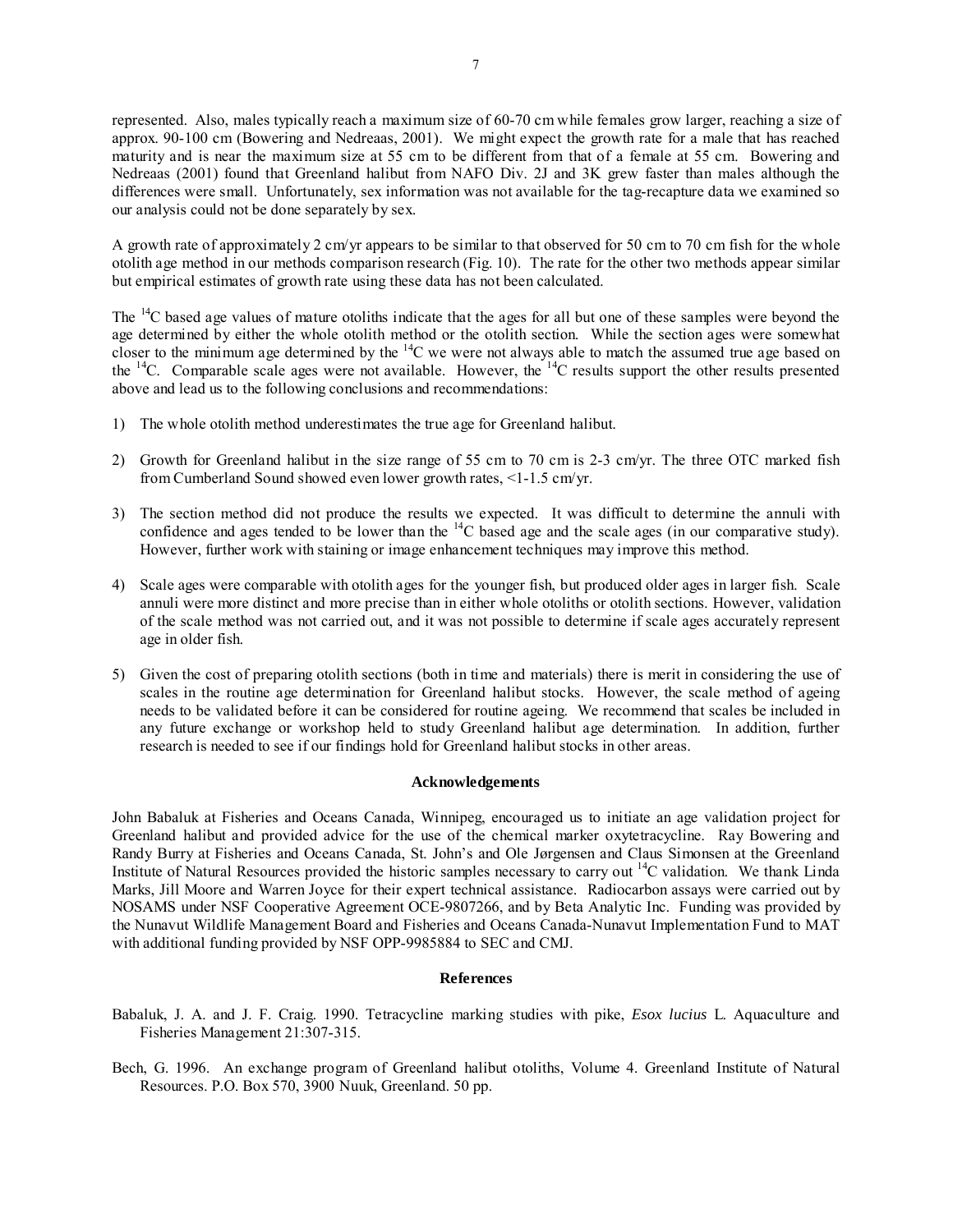represented. Also, males typically reach a maximum size of 60-70 cm while females grow larger, reaching a size of approx. 90-100 cm (Bowering and Nedreaas, 2001). We might expect the growth rate for a male that has reached maturity and is near the maximum size at 55 cm to be different from that of a female at 55 cm. Bowering and Nedreaas (2001) found that Greenland halibut from NAFO Div. 2J and 3K grew faster than males although the differences were small. Unfortunately, sex information was not available for the tag-recapture data we examined so our analysis could not be done separately by sex.

A growth rate of approximately 2 cm/yr appears to be similar to that observed for 50 cm to 70 cm fish for the whole otolith age method in our methods comparison research (Fig. 10). The rate for the other two methods appear similar but empirical estimates of growth rate using these data has not been calculated.

The $^{14}C$ based age values of mature otoliths indicate that the ages for all but one of these samples were beyond the age determined by either the whole otolith method or the otolith section. While the section ages were somewhat closer to the minimum age determined by the $^{14}C$ we were not always able to match the assumed true age based on the $^{14}C$. Comparable scale ages were not available. However, the $^{14}C$ results support the other results presented above and lead us to the following conclusions and recommendations:

1) The whole otolith method underestimates the true age for Greenland halibut.

2) Growth for Greenland halibut in the size range of 55 cm to 70 cm is 2-3 cm/yr. The three OTC marked fish from Cumberland Sound showed even lower growth rates, <1-1.5 cm/yr.

3) The section method did not produce the results we expected. It was difficult to determine the annuli with confidence and ages tended to be lower than the $^{14}C$ based age and the scale ages (in our comparative study). However, further work with staining or image enhancement techniques may improve this method.

4) Scale ages were comparable with otolith ages for the younger fish, but produced older ages in larger fish. Scale annuli were more distinct and more precise than in either whole otoliths or otolith sections. However, validation of the scale method was not carried out, and it was not possible to determine if scale ages accurately represent age in older fish.

5) Given the cost of preparing otolith sections (both in time and materials) there is merit in considering the use of scales in the routine age determination for Greenland halibut stocks. However, the scale method of ageing needs to be validated before it can be considered for routine ageing. We recommend that scales be included in any future exchange or workshop held to study Greenland halibut age determination. In addition, further research is needed to see if our findings hold for Greenland halibut stocks in other areas.

## Acknowledgements

John Babaluk at Fisheries and Oceans Canada, Winnipeg, encouraged us to initiate an age validation project for Greenland halibut and provided advice for the use of the chemical marker oxytetracycline. Ray Bowering and Randy Burry at Fisheries and Oceans Canada, St. John's and Ole Jørgensen and Claus Simonsen at the Greenland Institute of Natural Resources provided the historic samples necessary to carry out $^{14}C$ validation. We thank Linda Marks, Jill Moore and Warren Joyce for their expert technical assistance. Radiocarbon assays were carried out by NOSAMS under NSF Cooperative Agreement OCE-9807266, and by Beta Analytic Inc. Funding was provided by the Nunavut Wildlife Management Board and Fisheries and Oceans Canada-Nunavut Implementation Fund to MAT with additional funding provided by NSF OPP-9985884 to SEC and CMJ.

## References

Babaluk, J. A. and J. F. Craig. 1990. Tetracycline marking studies with pike, *Esox lucius* L. Aquaculture and Fisheries Management 21:307-315.

Bech, G. 1996. An exchange program of Greenland halibut otoliths, Volume 4. Greenland Institute of Natural Resources. P.O. Box 570, 3900 Nuuk, Greenland. 50 pp.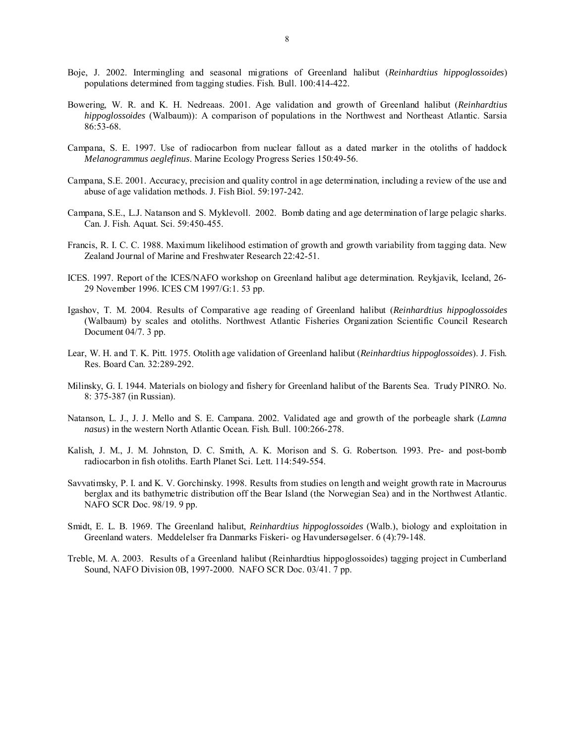Boje, J. 2002. Intermingling and seasonal migrations of Greenland halibut (*Reinhardtius hippoglossoides*) populations determined from tagging studies. Fish. Bull. 100:414-422.

Bowering, W. R. and K. H. Nedreaas. 2001. Age validation and growth of Greenland halibut (*Reinhardtius hippoglossoides* (Walbaum)): A comparison of populations in the Northwest and Northeast Atlantic. Sarsia 86:53-68.

Campana, S. E. 1997. Use of radiocarbon from nuclear fallout as a dated marker in the otoliths of haddock *Melanogrammus aeglefinus*. Marine Ecology Progress Series 150:49-56.

Campana, S.E. 2001. Accuracy, precision and quality control in age determination, including a review of the use and abuse of age validation methods. J. Fish Biol. 59:197-242.

Campana, S.E., L.J. Natanson and S. Myklevoll. 2002. Bomb dating and age determination of large pelagic sharks. Can. J. Fish. Aquat. Sci. 59:450-455.

Francis, R. I. C. C. 1988. Maximum likelihood estimation of growth and growth variability from tagging data. New Zealand Journal of Marine and Freshwater Research 22:42-51.

ICES. 1997. Report of the ICES/NAFO workshop on Greenland halibut age determination. Reykjavik, Iceland, 26-29 November 1996. ICES CM 1997/G:1. 53 pp.

Igashov, T. M. 2004. Results of Comparative age reading of Greenland halibut (*Reinhardtius hippoglossoides* (Walbaum) by scales and otoliths. Northwest Atlantic Fisheries Organization Scientific Council Research Document 04/7. 3 pp.

Lear, W. H. and T. K. Pitt. 1975. Otolith age validation of Greenland halibut (*Reinhardtius hippoglossoides*). J. Fish. Res. Board Can. 32:289-292.

Milinsky, G. I. 1944. Materials on biology and fishery for Greenland halibut of the Barents Sea. Trudy PINRO. No. 8: 375-387 (in Russian).

Natanson, L. J., J. J. Mello and S. E. Campana. 2002. Validated age and growth of the porbeagle shark (*Lamna nasus*) in the western North Atlantic Ocean. Fish. Bull. 100:266-278.

Kalish, J. M., J. M. Johnston, D. C. Smith, A. K. Morison and S. G. Robertson. 1993. Pre- and post-bomb radiocarbon in fish otoliths. Earth Planet Sci. Lett. 114:549-554.

Savvatimsky, P. I. and K. V. Gorchinsky. 1998. Results from studies on length and weight growth rate in Macrourus berglax and its bathymetric distribution off the Bear Island (the Norwegian Sea) and in the Northwest Atlantic. NAFO SCR Doc. 98/19. 9 pp.

Smidt, E. L. B. 1969. The Greenland halibut, *Reinhardtius hippoglossoides* (Walb.), biology and exploitation in Greenland waters. Meddelelser fra Danmarks Fiskeri- og Havundersøgelser. 6 (4):79-148.

Treble, M. A. 2003. Results of a Greenland halibut (Reinhardtius hippoglossoides) tagging project in Cumberland Sound, NAFO Division 0B, 1997-2000. NAFO SCR Doc. 03/41. 7 pp.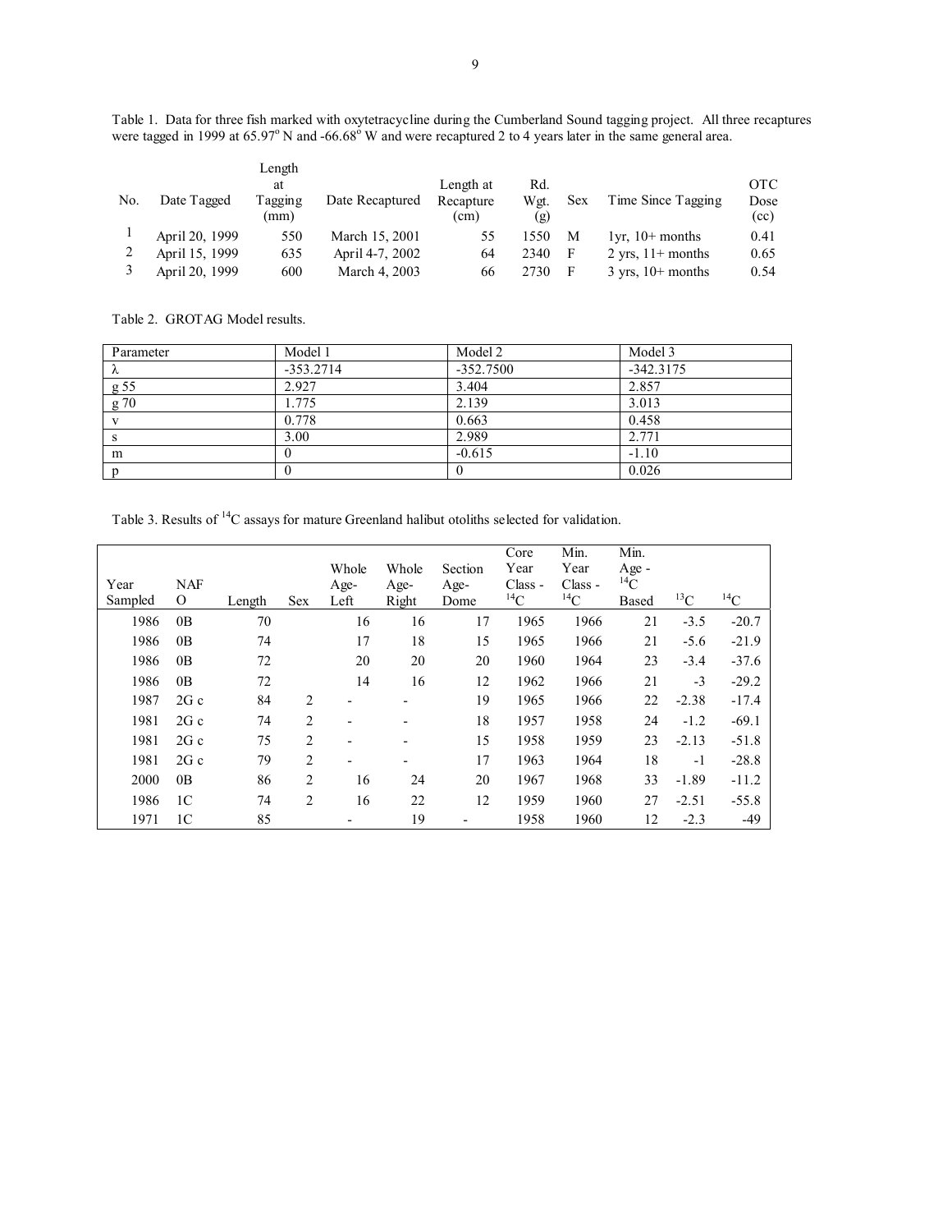Table 1. Data for three fish marked with oxytetracycline during the Cumberland Sound tagging project. All three recaptures were tagged in 1999 at 65.97° N and -66.68° W and were recaptured 2 to 4 years later in the same general area.

| No. | Date Tagged | Length at Tagging (mm) | Date Recaptured | Length at Recapture (cm) | Rd. Wgt. (g) | Sex | Time Since Tagging | OTC Dose (cc) |
|---|---|---|---|---|---|---|---|---|
| 1 | April 20, 1999 | 550 | March 15, 2001 | 55 | 1550 | M | 1yr, 10+ months | 0.41 |
| 2 | April 15, 1999 | 635 | April 4-7, 2002 | 64 | 2340 | F | 2 yrs, 11+ months | 0.65 |
| 3 | April 20, 1999 | 600 | March 4, 2003 | 66 | 2730 | F | 3 yrs, 10+ months | 0.54 |

Table 2. GROTAG Model results.

| Parameter | Model 1 | Model 2 | Model 3 |
|---|---|---|---|
| λ | -353.2714 | -352.7500 | -342.3175 |
| g 55 | 2.927 | 3.404 | 2.857 |
| g 70 | 1.775 | 2.139 | 3.013 |
| v | 0.778 | 0.663 | 0.458 |
| s | 3.00 | 2.989 | 2.771 |
| m | 0 | -0.615 | -1.10 |
| p | 0 | 0 | 0.026 |

Table 3. Results of $^{14}C$ assays for mature Greenland halibut otoliths selected for validation.

| Year Sampled | NAFO | Length | Sex | Whole Age-Left | Whole Age-Right | Section Age-Dome | Core Year Class - $^{14}C$ | Min. Year Class - $^{14}C$ | Min. Age - $^{14}C$ Based | $^{13}C$ | $^{14}C$ |
|---|---|---|---|---|---|---|---|---|---|---|---|
| 1986 | 0B | 70 | | 16 | 16 | 17 | 1965 | 1966 | 21 | -3.5 | -20.7 |
| 1986 | 0B | 74 | | 17 | 18 | 15 | 1965 | 1966 | 21 | -5.6 | -21.9 |
| 1986 | 0B | 72 | | 20 | 20 | 20 | 1960 | 1964 | 23 | -3.4 | -37.6 |
| 1986 | 0B | 72 | | 14 | 16 | 12 | 1962 | 1966 | 21 | -3 | -29.2 |
| 1987 | 2G c | 84 | 2 | - | - | 19 | 1965 | 1966 | 22 | -2.38 | -17.4 |
| 1981 | 2G c | 74 | 2 | - | - | 18 | 1957 | 1958 | 24 | -1.2 | -69.1 |
| 1981 | 2G c | 75 | 2 | - | - | 15 | 1958 | 1959 | 23 | -2.13 | -51.8 |
| 1981 | 2G c | 79 | 2 | - | - | 17 | 1963 | 1964 | 18 | -1 | -28.8 |
| 2000 | 0B | 86 | 2 | 16 | 24 | 20 | 1967 | 1968 | 33 | -1.89 | -11.2 |
| 1986 | 1C | 74 | 2 | 16 | 22 | 12 | 1959 | 1960 | 27 | -2.51 | -55.8 |
| 1971 | 1C | 85 | | - | 19 | - | 1958 | 1960 | 12 | -2.3 | -49 |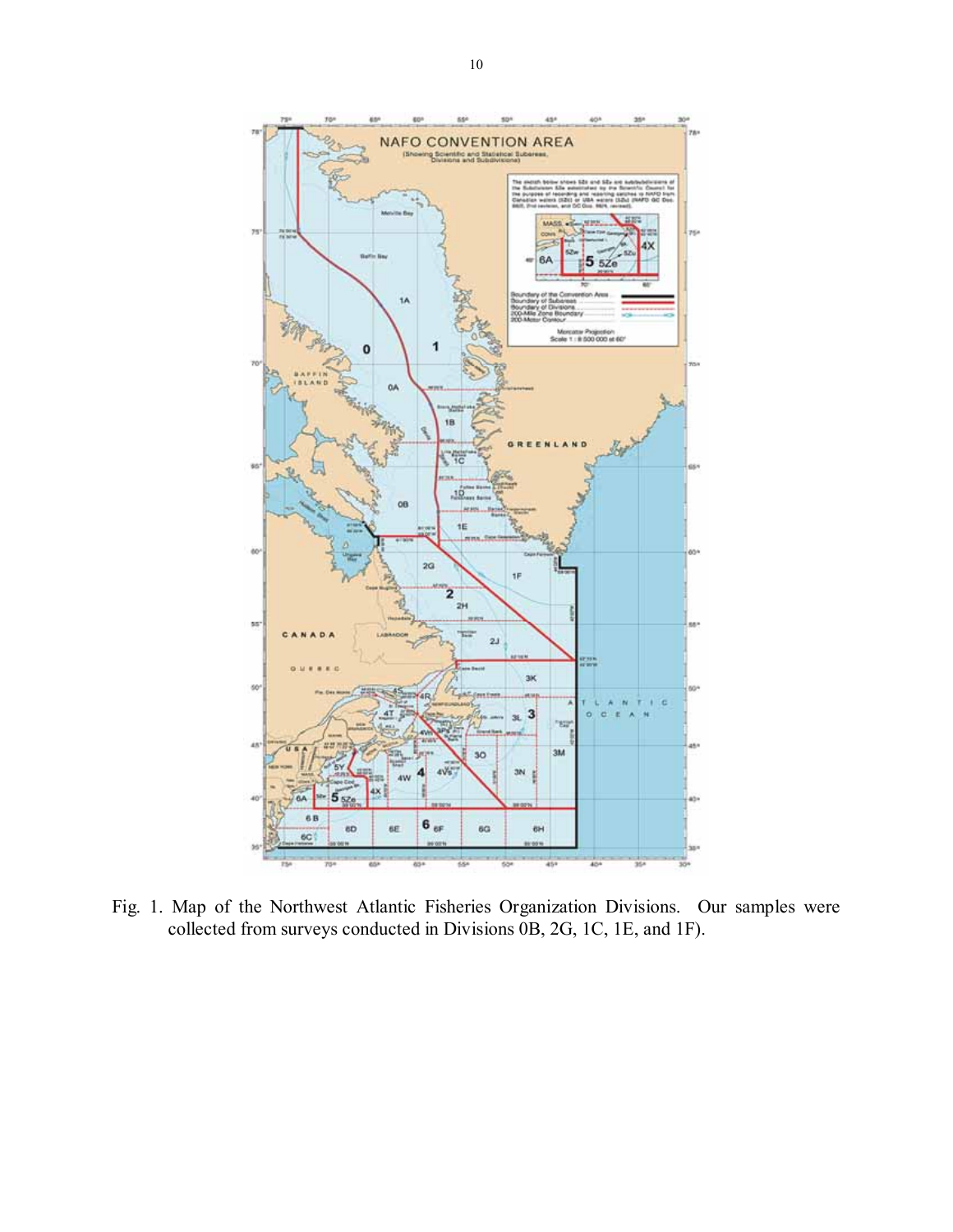Fig. 1. Map of the Northwest Atlantic Fisheries Organization Divisions. Our samples were collected from surveys conducted in Divisions 0B, 2G, 1C, 1E, and 1F).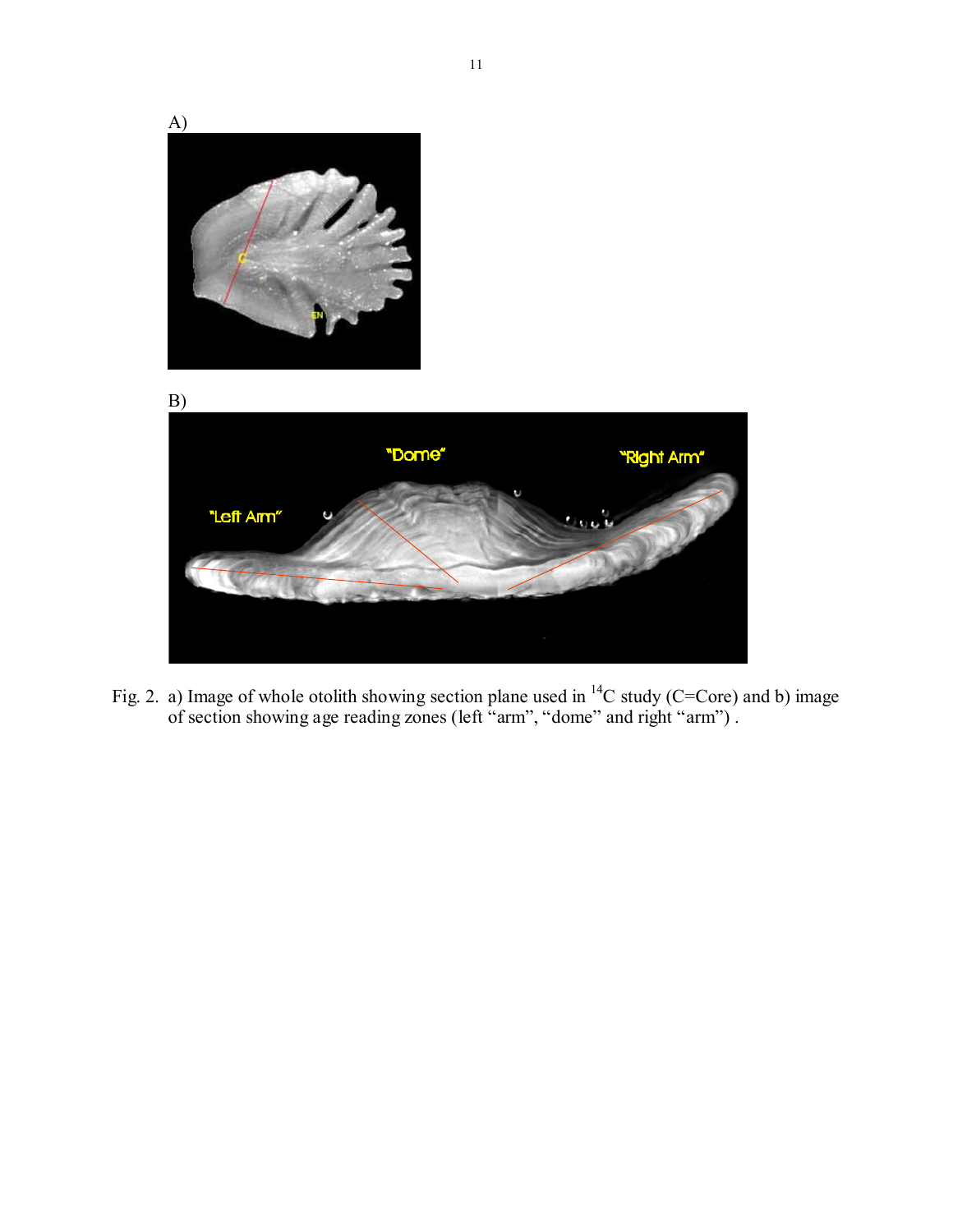A)

B)

Fig. 2. a) Image of whole otolith showing section plane used in $^{14}C$ study (C=Core) and b) image of section showing age reading zones (left "arm", "dome" and right "arm") .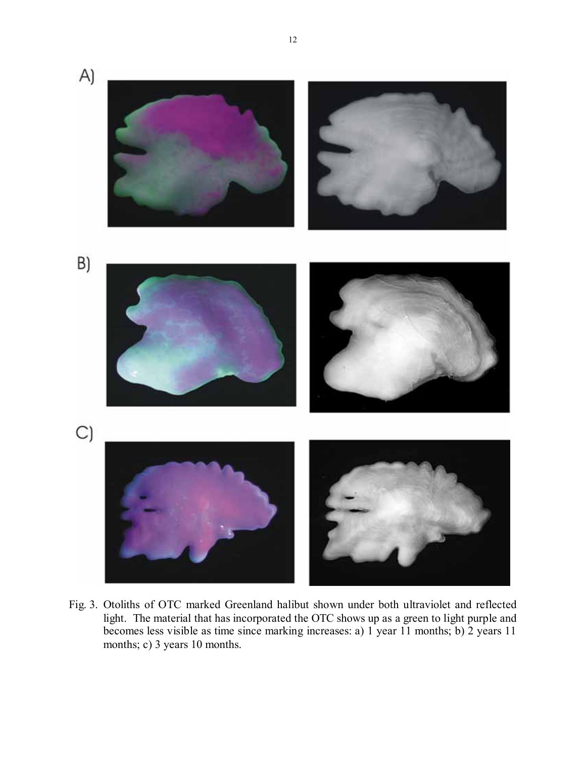Fig. 3. Otoliths of OTC marked Greenland halibut shown under both ultraviolet and reflected light. The material that has incorporated the OTC shows up as a green to light purple and becomes less visible as time since marking increases: a) 1 year 11 months; b) 2 years 11 months; c) 3 years 10 months.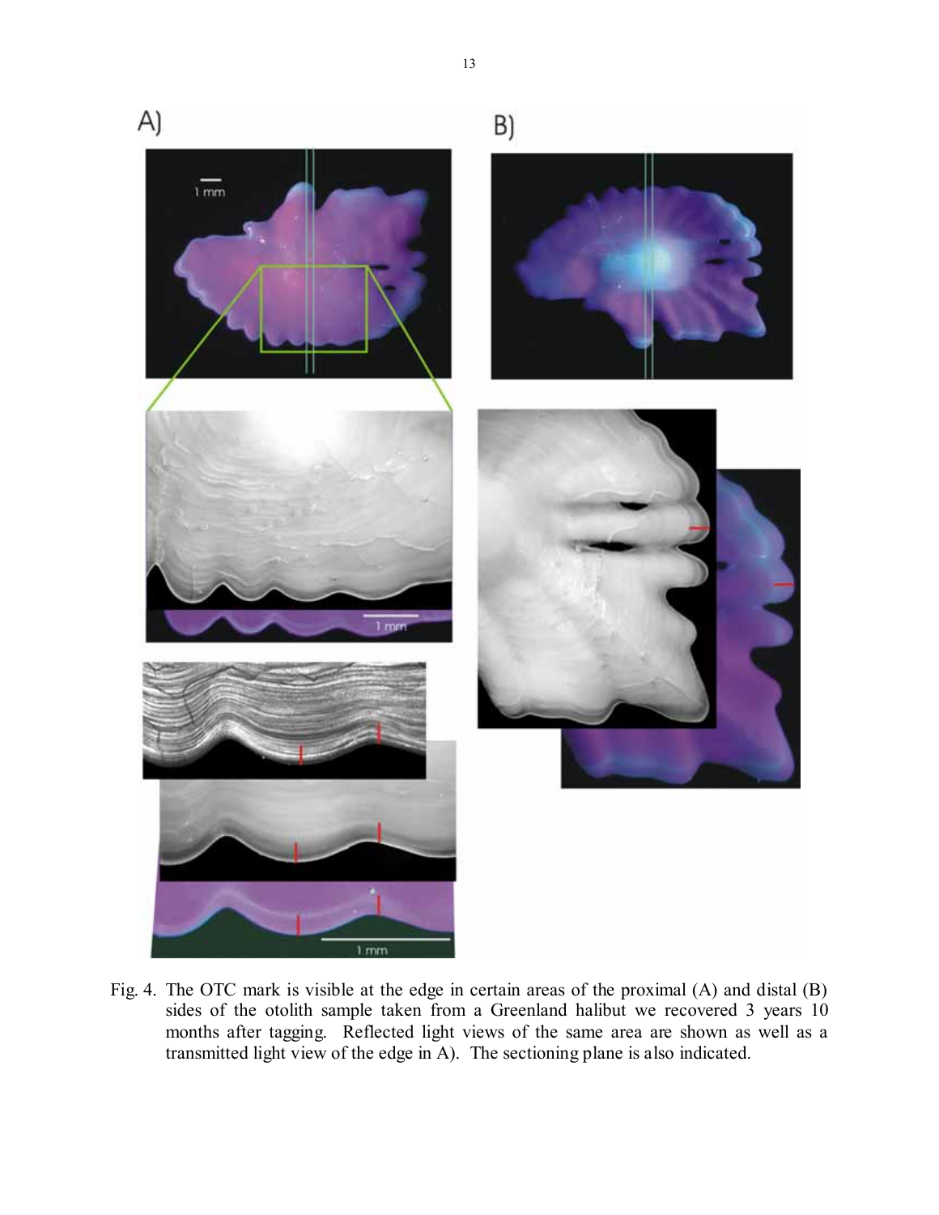Fig. 4. The OTC mark is visible at the edge in certain areas of the proximal (A) and distal (B) sides of the otolith sample taken from a Greenland halibut we recovered 3 years 10 months after tagging. Reflected light views of the same area are shown as well as a transmitted light view of the edge in A). The sectioning plane is also indicated.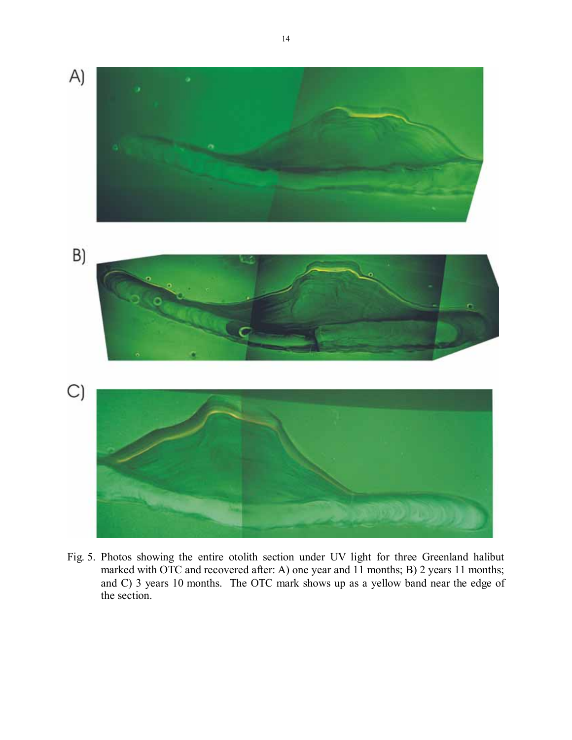A)

B)

C)

Fig. 5. Photos showing the entire otolith section under UV light for three Greenland halibut marked with OTC and recovered after: A) one year and 11 months; B) 2 years 11 months; and C) 3 years 10 months. The OTC mark shows up as a yellow band near the edge of the section.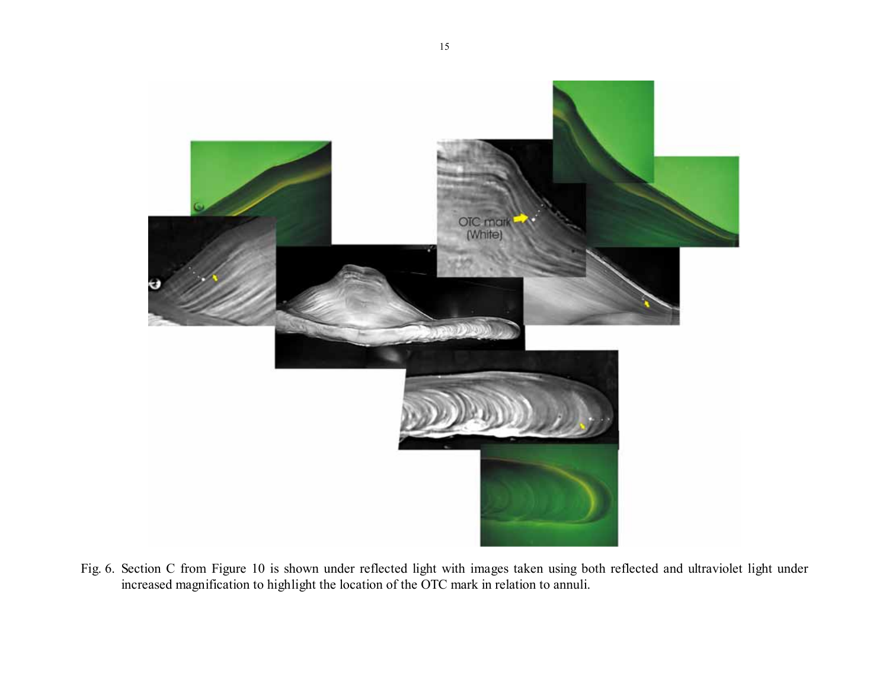Fig. 6. Section C from Figure 10 is shown under reflected light with images taken using both reflected and ultraviolet light under increased magnification to highlight the location of the OTC mark in relation to annuli.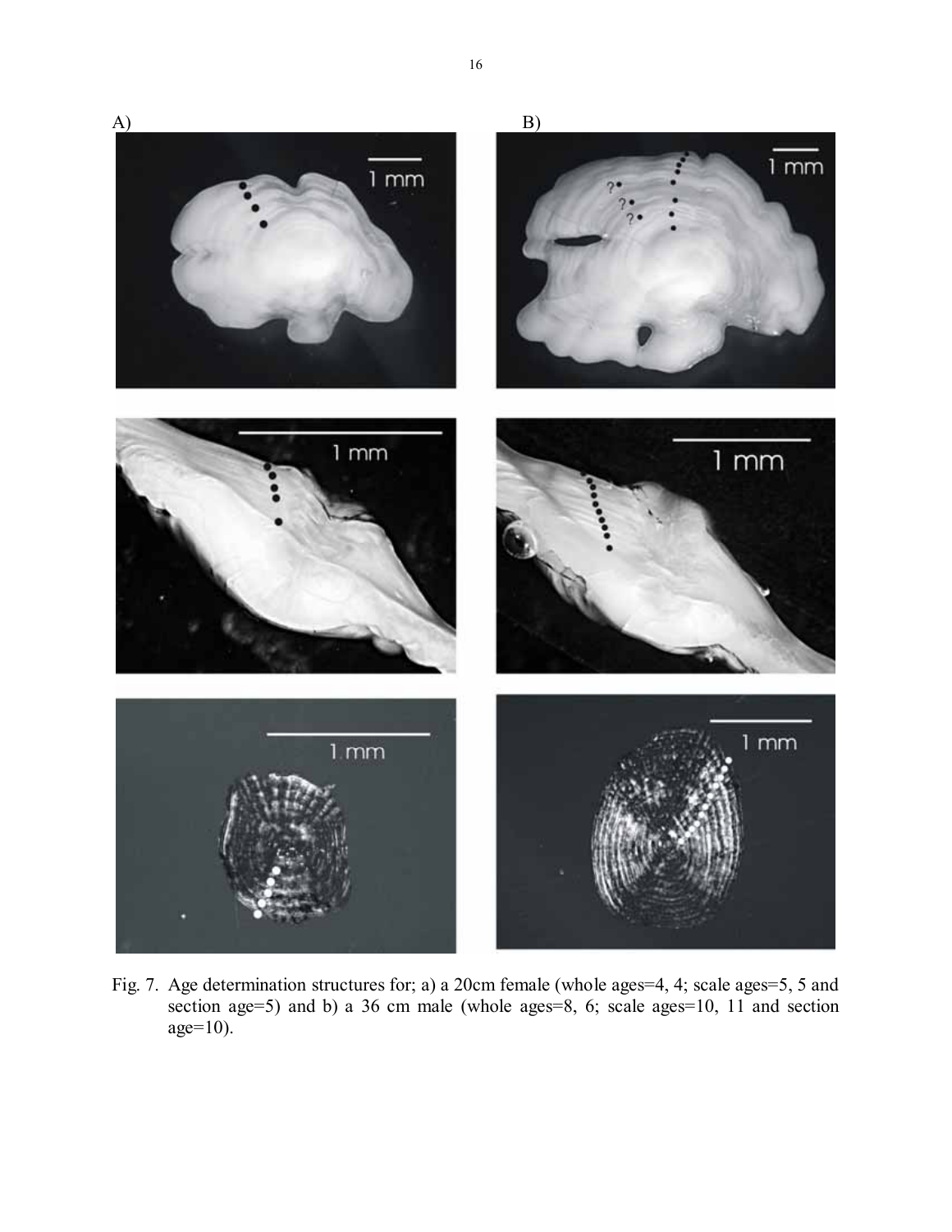Fig. 7. Age determination structures for; a) a 20cm female (whole ages=4, 4; scale ages=5, 5 and section age=5) and b) a 36 cm male (whole ages=8, 6; scale ages=10, 11 and section age=10).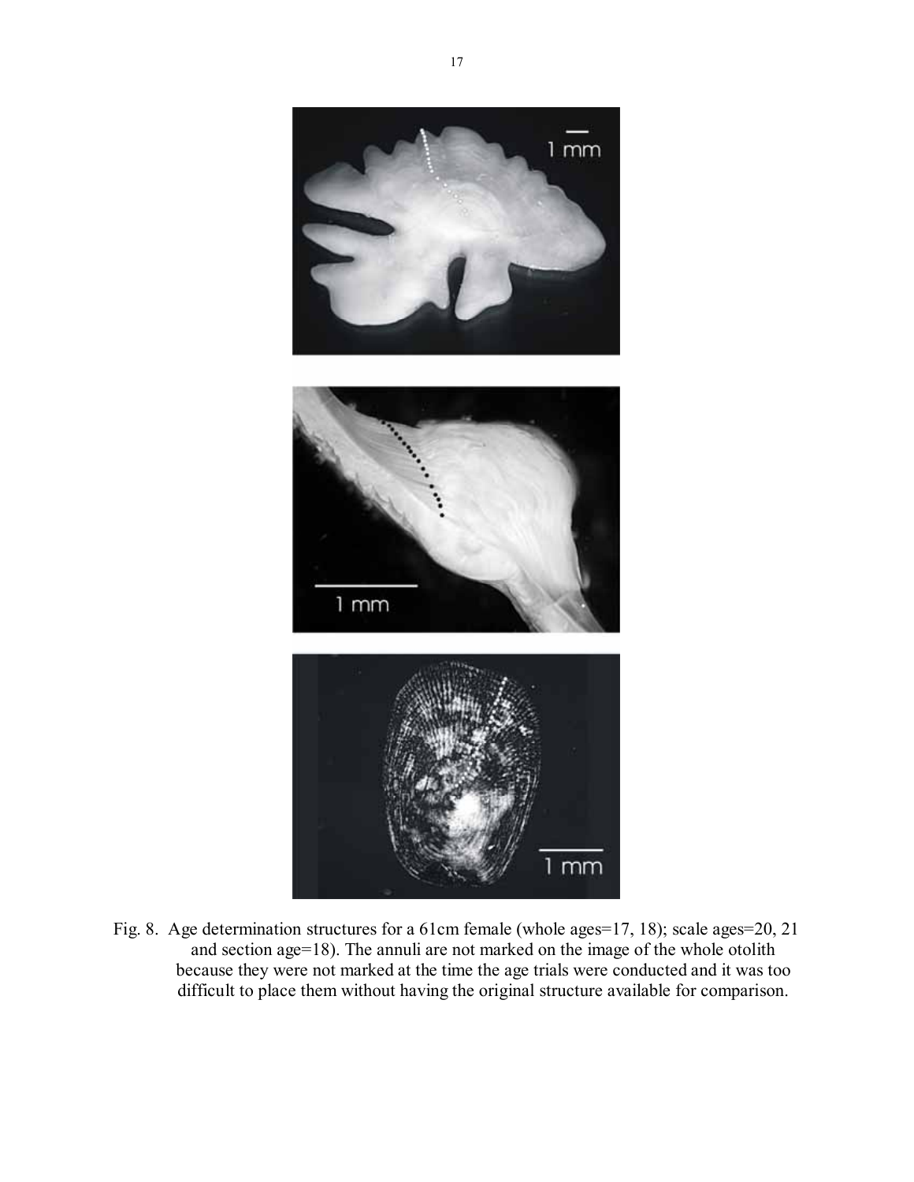Fig. 8. Age determination structures for a 61cm female (whole ages=17, 18); scale ages=20, 21 and section age=18). The annuli are not marked on the image of the whole otolith because they were not marked at the time the age trials were conducted and it was too difficult to place them without having the original structure available for comparison.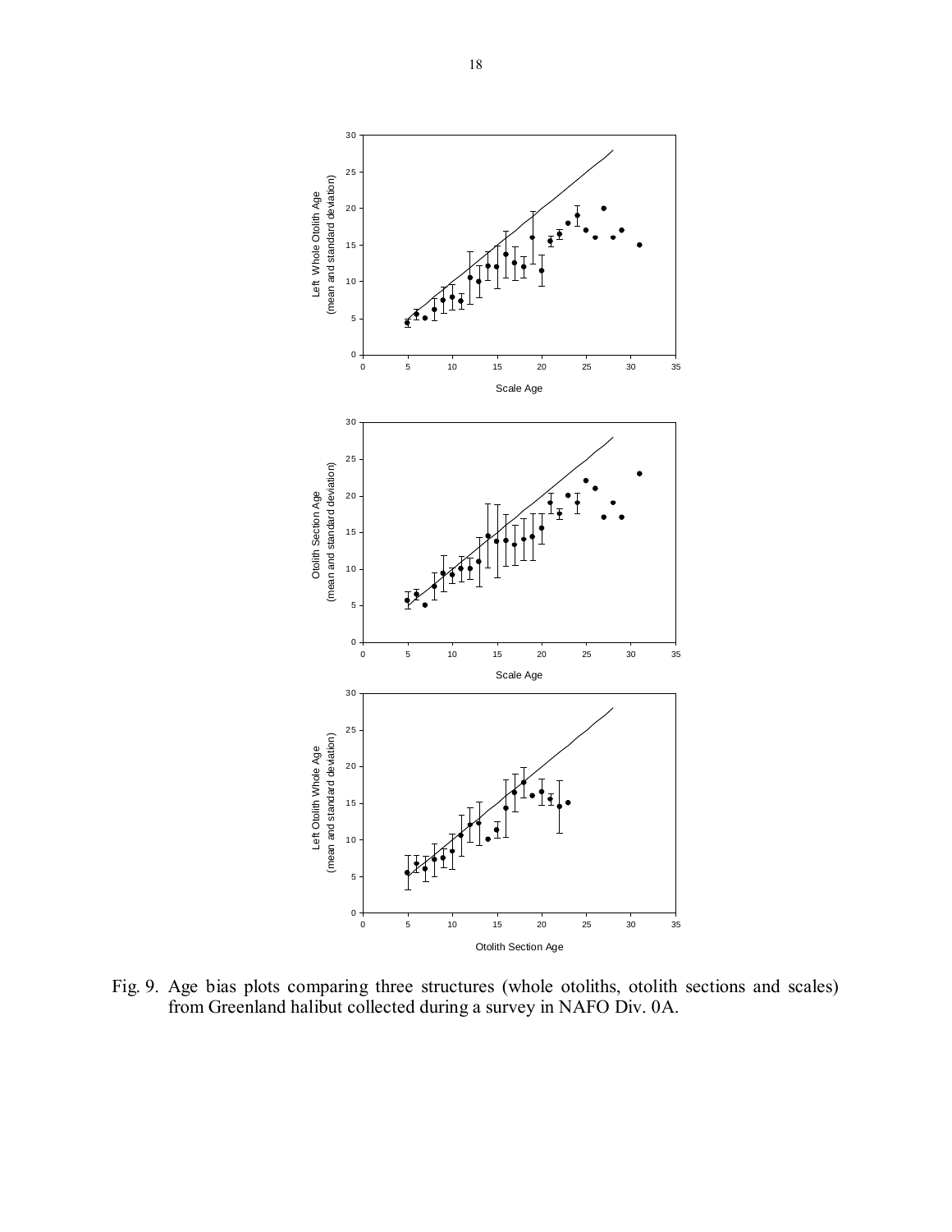Fig. 9. Age bias plots comparing three structures (whole otoliths, otolith sections and scales) from Greenland halibut collected during a survey in NAFO Div. 0A.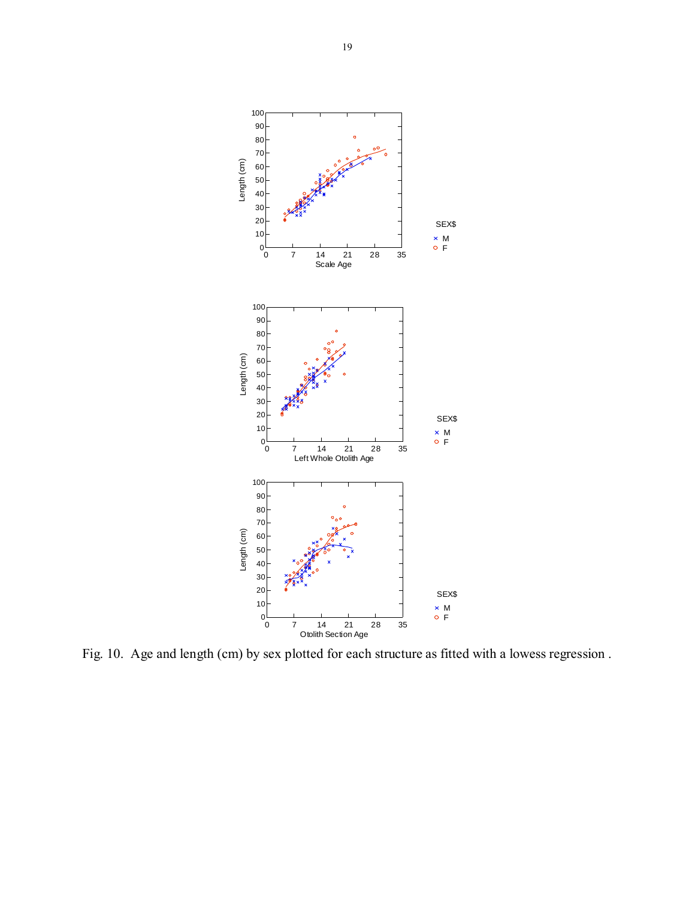Fig. 10. Age and length (cm) by sex plotted for each structure as fitted with a lowess regression .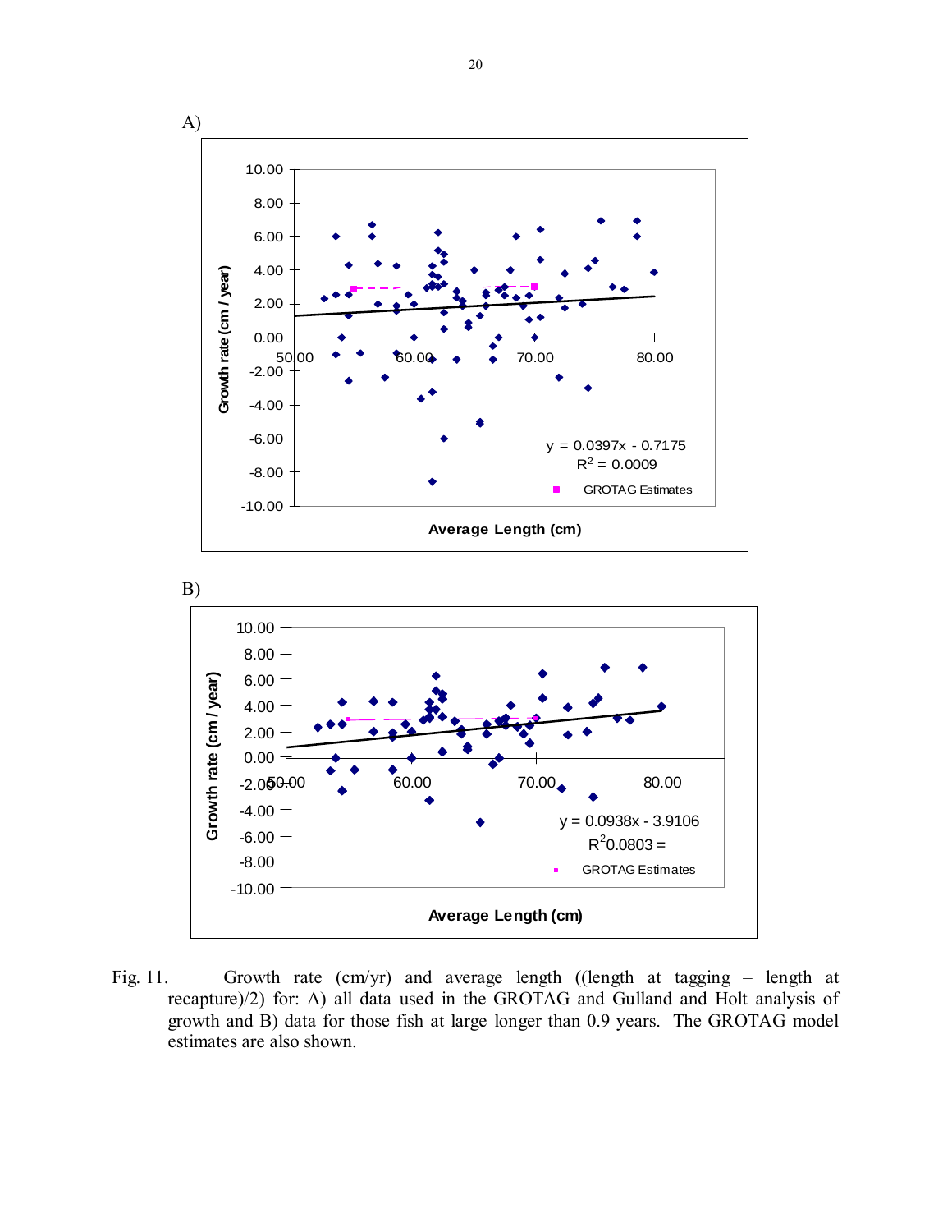A)

B)

Fig. 11. Growth rate (cm/yr) and average length ((length at tagging – length at recapture)/2) for: A) all data used in the GROTAG and Gulland and Holt analysis of growth and B) data for those fish at large longer than 0.9 years. The GROTAG model estimates are also shown.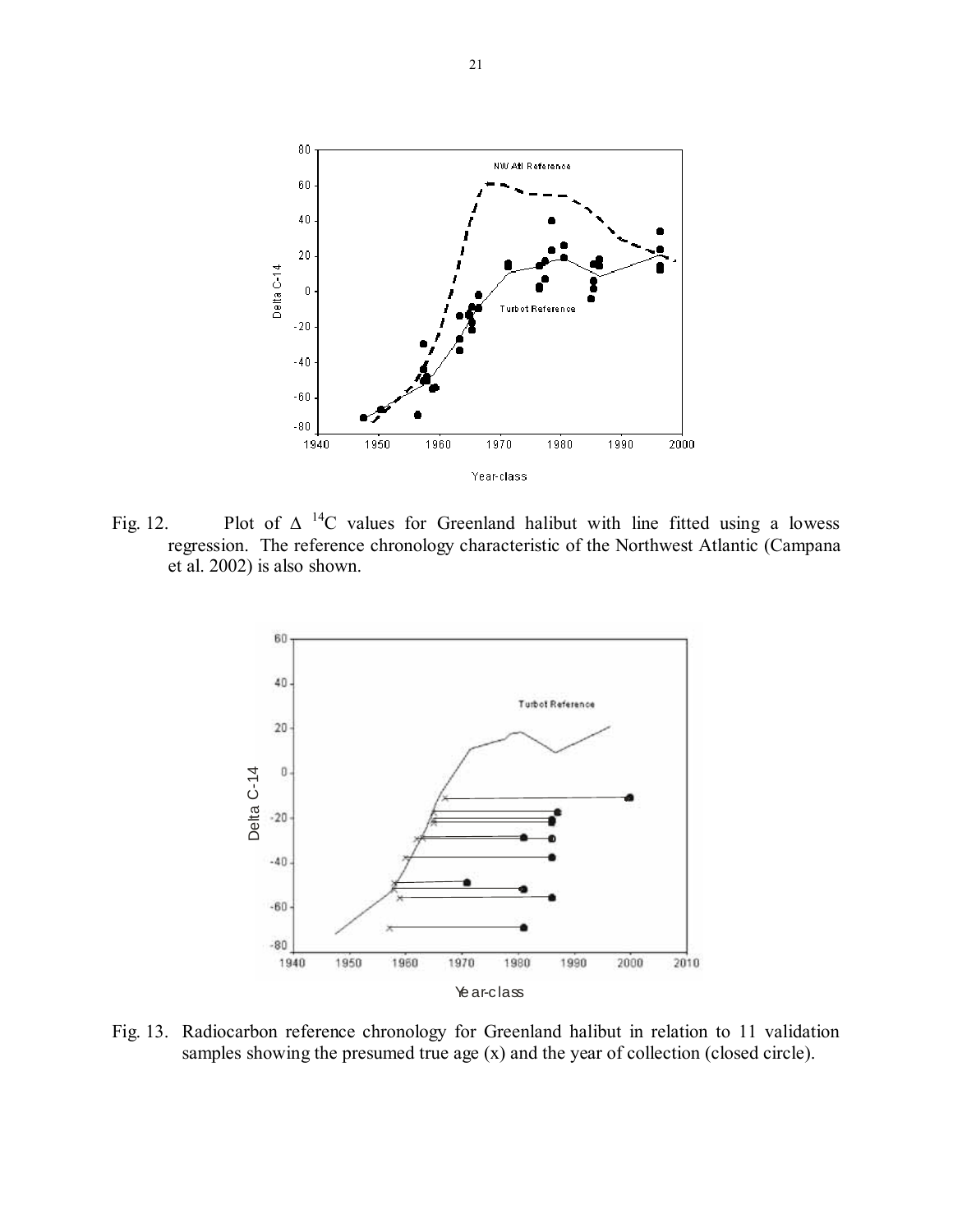Fig. 12. Plot of $\Delta$ $^{14}C$ values for Greenland halibut with line fitted using a lowess regression. The reference chronology characteristic of the Northwest Atlantic (Campana et al. 2002) is also shown.

Fig. 13. Radiocarbon reference chronology for Greenland halibut in relation to 11 validation samples showing the presumed true age (x) and the year of collection (closed circle).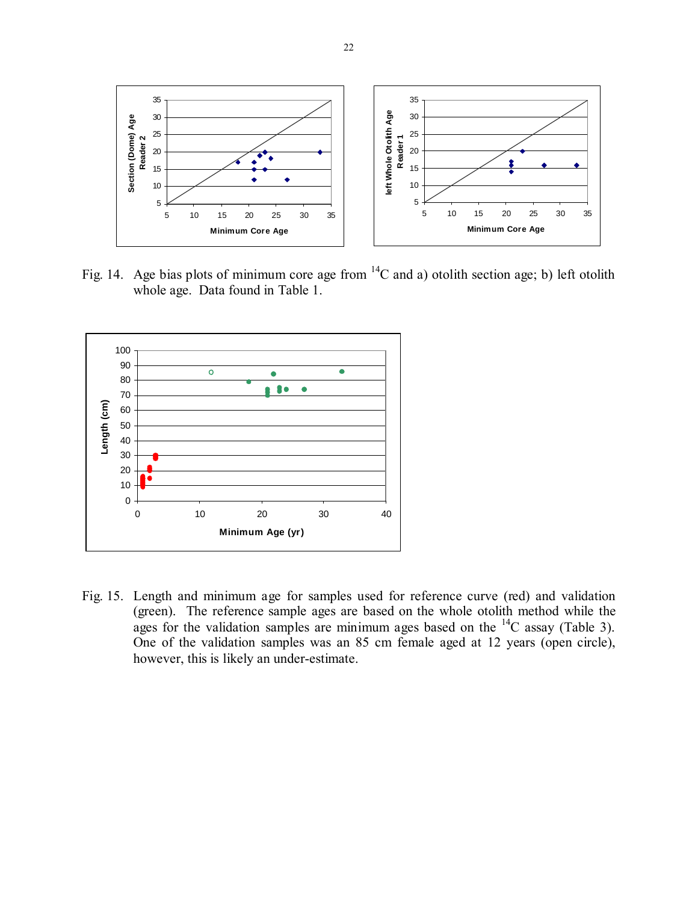Section (Dome) Age Reader 2

35
30
25
20
15
10
5

5 10 15 20 25 30 35

Minimum Core Age

left Whole Otolith Age Reader 1

35
30
25
20
15
10
5

5 10 15 20 25 30 35

Minimum Core Age

Fig. 14. Age bias plots of minimum core age from $^{14}C$ and a) otolith section age; b) left otolith whole age. Data found in Table 1.

Length (cm)

100
90
80
70
60
50
40
30
20
10
0

0 10 20 30 40

Minimum Age (yr)

Fig. 15. Length and minimum age for samples used for reference curve (red) and validation (green). The reference sample ages are based on the whole otolith method while the ages for the validation samples are minimum ages based on the $^{14}C$ assay (Table 3). One of the validation samples was an 85 cm female aged at 12 years (open circle), however, this is likely an under-estimate.